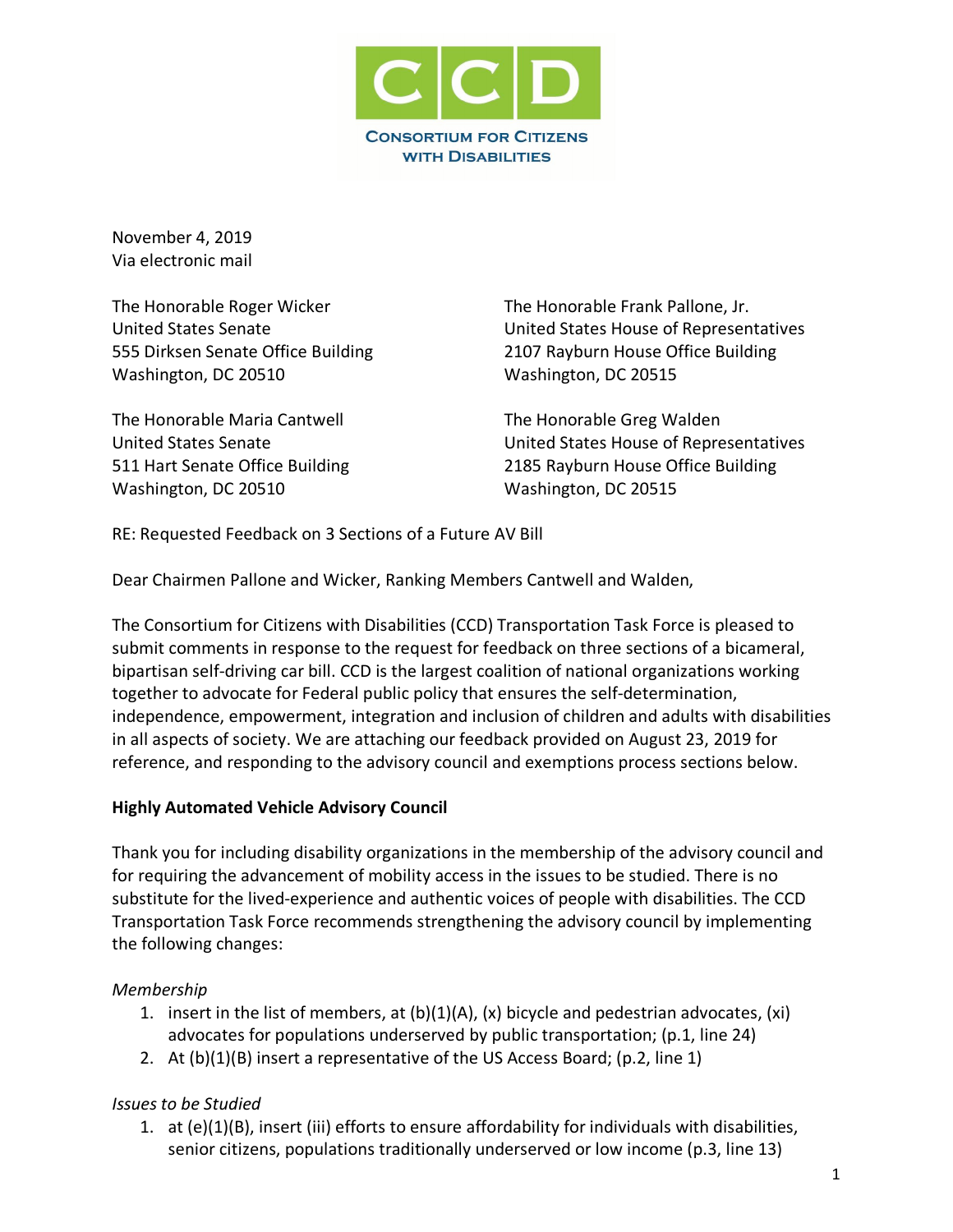CCD

CONSORTIUM FOR CITIZENS WITH DISABILITIES

November 4, 2019
Via electronic mail

The Honorable Roger Wicker
United States Senate
555 Dirksen Senate Office Building
Washington, DC 20510

The Honorable Maria Cantwell
United States Senate
511 Hart Senate Office Building
Washington, DC 20510

The Honorable Frank Pallone, Jr.
United States House of Representatives
2107 Rayburn House Office Building
Washington, DC 20515

The Honorable Greg Walden
United States House of Representatives
2185 Rayburn House Office Building
Washington, DC 20515

RE: Requested Feedback on 3 Sections of a Future AV Bill

Dear Chairmen Pallone and Wicker, Ranking Members Cantwell and Walden,

The Consortium for Citizens with Disabilities (CCD) Transportation Task Force is pleased to submit comments in response to the request for feedback on three sections of a bicameral, bipartisan self-driving car bill. CCD is the largest coalition of national organizations working together to advocate for Federal public policy that ensures the self-determination, independence, empowerment, integration and inclusion of children and adults with disabilities in all aspects of society. We are attaching our feedback provided on August 23, 2019 for reference, and responding to the advisory council and exemptions process sections below.

**Highly Automated Vehicle Advisory Council**

Thank you for including disability organizations in the membership of the advisory council and for requiring the advancement of mobility access in the issues to be studied. There is no substitute for the lived-experience and authentic voices of people with disabilities. The CCD Transportation Task Force recommends strengthening the advisory council by implementing the following changes:

*Membership*

1. insert in the list of members, at (b)(1)(A), (x) bicycle and pedestrian advocates, (xi) advocates for populations underserved by public transportation; (p.1, line 24)
2. At (b)(1)(B) insert a representative of the US Access Board; (p.2, line 1)

*Issues to be Studied*

1. at (e)(1)(B), insert (iii) efforts to ensure affordability for individuals with disabilities, senior citizens, populations traditionally underserved or low income (p.3, line 13)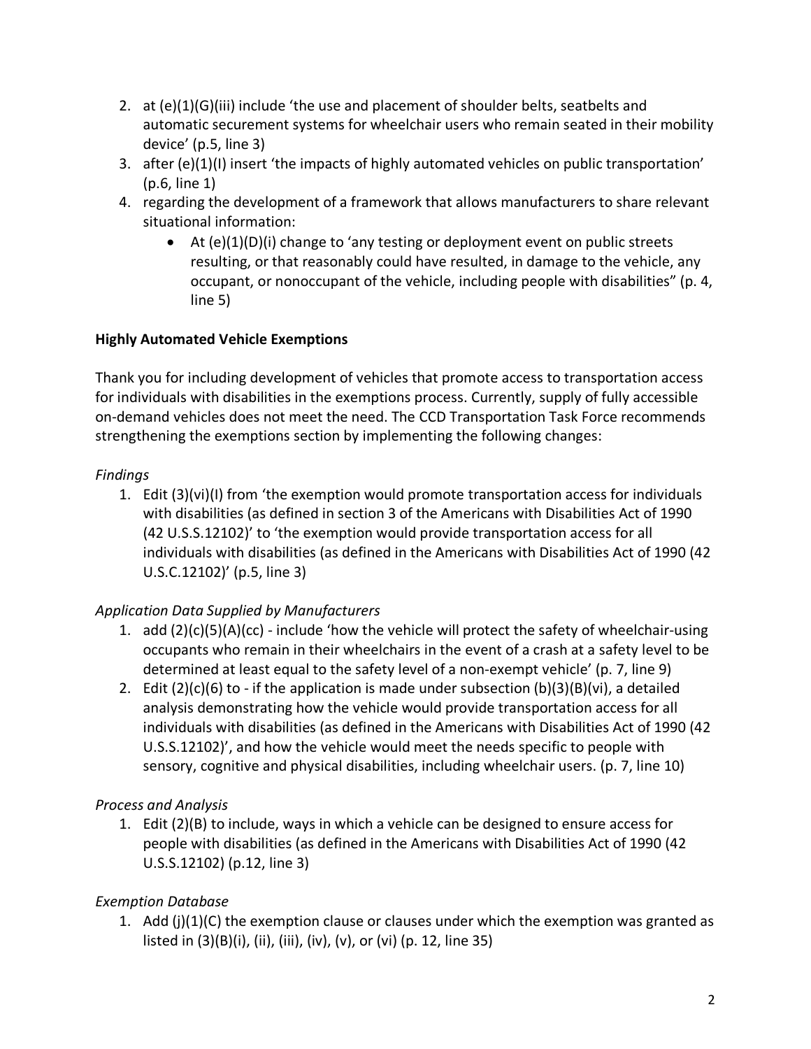2. at (e)(1)(G)(iii) include 'the use and placement of shoulder belts, seatbelts and automatic securement systems for wheelchair users who remain seated in their mobility device' (p.5, line 3)
3. after (e)(1)(I) insert 'the impacts of highly automated vehicles on public transportation' (p.6, line 1)
4. regarding the development of a framework that allows manufacturers to share relevant situational information:
   - At (e)(1)(D)(i) change to 'any testing or deployment event on public streets resulting, or that reasonably could have resulted, in damage to the vehicle, any occupant, or nonoccupant of the vehicle, including people with disabilities" (p. 4, line 5)

**Highly Automated Vehicle Exemptions**

Thank you for including development of vehicles that promote access to transportation access for individuals with disabilities in the exemptions process. Currently, supply of fully accessible on-demand vehicles does not meet the need. The CCD Transportation Task Force recommends strengthening the exemptions section by implementing the following changes:

*Findings*

1. Edit (3)(vi)(I) from 'the exemption would promote transportation access for individuals with disabilities (as defined in section 3 of the Americans with Disabilities Act of 1990 (42 U.S.S.12102)' to 'the exemption would provide transportation access for all individuals with disabilities (as defined in the Americans with Disabilities Act of 1990 (42 U.S.C.12102)' (p.5, line 3)

*Application Data Supplied by Manufacturers*

1. add (2)(c)(5)(A)(cc) - include 'how the vehicle will protect the safety of wheelchair-using occupants who remain in their wheelchairs in the event of a crash at a safety level to be determined at least equal to the safety level of a non-exempt vehicle' (p. 7, line 9)
2. Edit (2)(c)(6) to - if the application is made under subsection (b)(3)(B)(vi), a detailed analysis demonstrating how the vehicle would provide transportation access for all individuals with disabilities (as defined in the Americans with Disabilities Act of 1990 (42 U.S.S.12102)', and how the vehicle would meet the needs specific to people with sensory, cognitive and physical disabilities, including wheelchair users. (p. 7, line 10)

*Process and Analysis*

1. Edit (2)(B) to include, ways in which a vehicle can be designed to ensure access for people with disabilities (as defined in the Americans with Disabilities Act of 1990 (42 U.S.S.12102) (p.12, line 3)

*Exemption Database*

1. Add (j)(1)(C) the exemption clause or clauses under which the exemption was granted as listed in (3)(B)(i), (ii), (iii), (iv), (v), or (vi) (p. 12, line 35)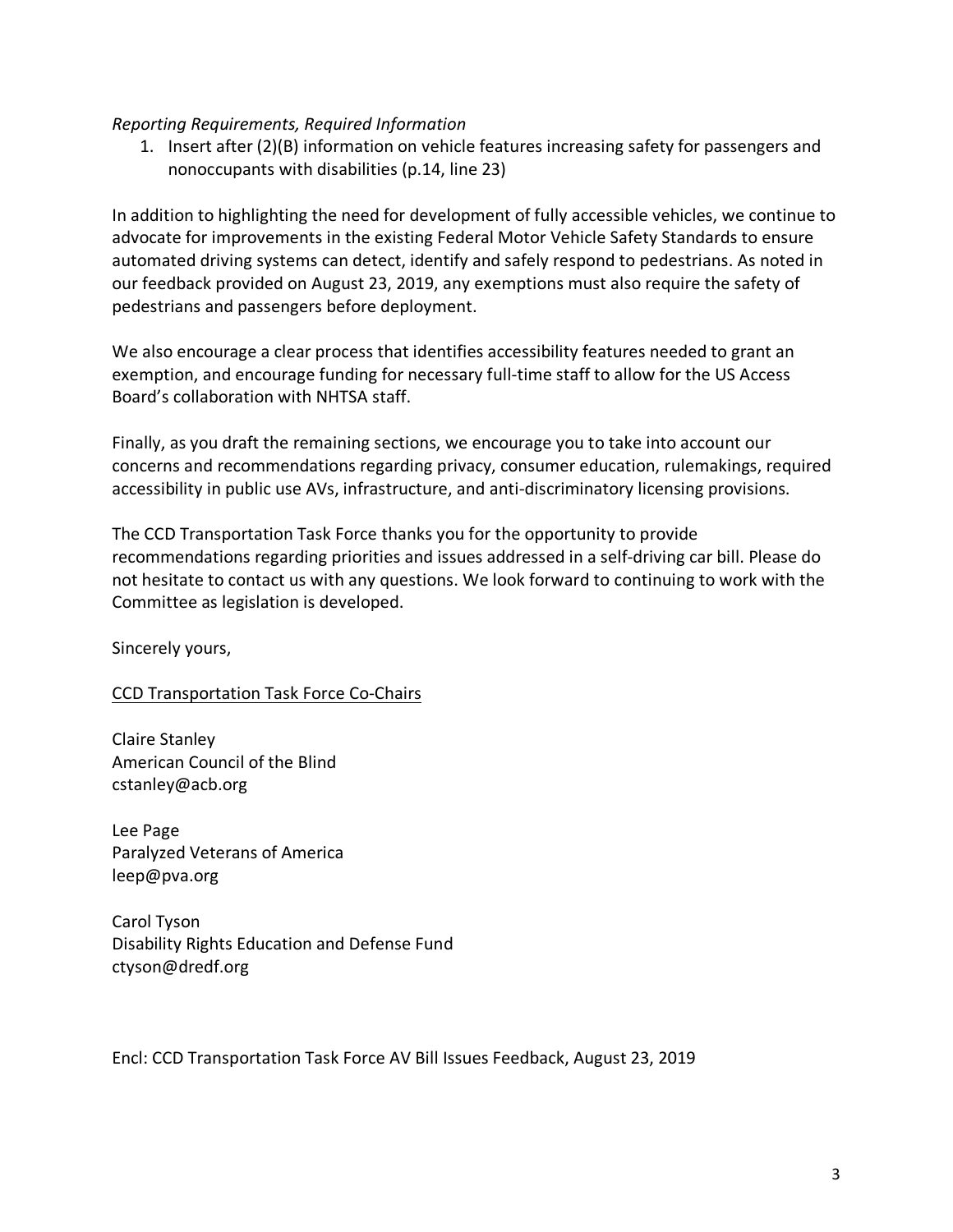*Reporting Requirements, Required Information*

1. Insert after (2)(B) information on vehicle features increasing safety for passengers and nonoccupants with disabilities (p.14, line 23)

In addition to highlighting the need for development of fully accessible vehicles, we continue to advocate for improvements in the existing Federal Motor Vehicle Safety Standards to ensure automated driving systems can detect, identify and safely respond to pedestrians. As noted in our feedback provided on August 23, 2019, any exemptions must also require the safety of pedestrians and passengers before deployment.

We also encourage a clear process that identifies accessibility features needed to grant an exemption, and encourage funding for necessary full-time staff to allow for the US Access Board's collaboration with NHTSA staff.

Finally, as you draft the remaining sections, we encourage you to take into account our concerns and recommendations regarding privacy, consumer education, rulemakings, required accessibility in public use AVs, infrastructure, and anti-discriminatory licensing provisions.

The CCD Transportation Task Force thanks you for the opportunity to provide recommendations regarding priorities and issues addressed in a self-driving car bill. Please do not hesitate to contact us with any questions. We look forward to continuing to work with the Committee as legislation is developed.

Sincerely yours,

<u>CCD Transportation Task Force Co-Chairs</u>

Claire Stanley
American Council of the Blind
cstanley@acb.org

Lee Page
Paralyzed Veterans of America
leep@pva.org

Carol Tyson
Disability Rights Education and Defense Fund
ctyson@dredf.org

Encl: CCD Transportation Task Force AV Bill Issues Feedback, August 23, 2019